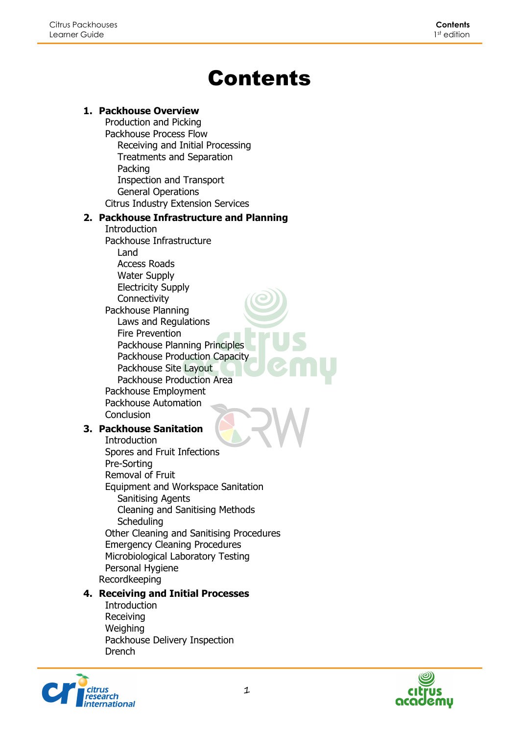# Contents

1. **Packhouse Overview**
   - Production and Picking
   - Packhouse Process Flow
     - Receiving and Initial Processing
     - Treatments and Separation
     - Packing
     - Inspection and Transport
     - General Operations
   - Citrus Industry Extension Services
2. **Packhouse Infrastructure and Planning**
   - Introduction
   - Packhouse Infrastructure
     - Land
     - Access Roads
     - Water Supply
     - Electricity Supply
     - Connectivity
   - Packhouse Planning
     - Laws and Regulations
     - Fire Prevention
     - Packhouse Planning Principles
     - Packhouse Production Capacity
     - Packhouse Site Layout
     - Packhouse Production Area
   - Packhouse Employment
   - Packhouse Automation
   - Conclusion
3. **Packhouse Sanitation**
   - Introduction
   - Spores and Fruit Infections
   - Pre-Sorting
   - Removal of Fruit
   - Equipment and Workspace Sanitation
     - Sanitising Agents
     - Cleaning and Sanitising Methods
     - Scheduling
   - Other Cleaning and Sanitising Procedures
   - Emergency Cleaning Procedures
   - Microbiological Laboratory Testing
   - Personal Hygiene
   - Recordkeeping
4. **Receiving and Initial Processes**
   - Introduction
   - Receiving
   - Weighing
   - Packhouse Delivery Inspection
   - Drench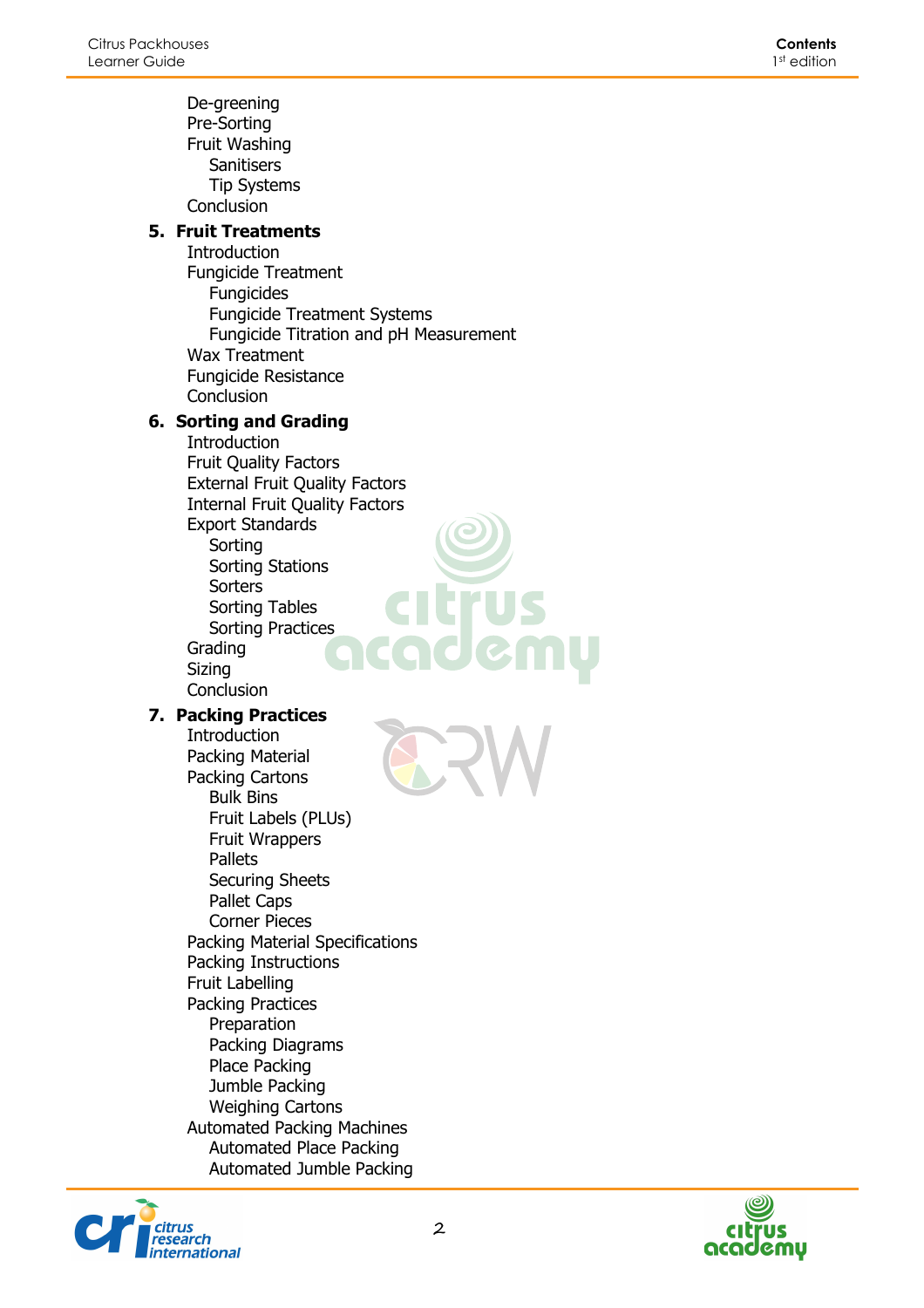- De-greening
- Pre-Sorting
- Fruit Washing
  - Sanitisers
  - Tip Systems
- Conclusion

**5. Fruit Treatments**

- Introduction
- Fungicide Treatment
  - Fungicides
  - Fungicide Treatment Systems
  - Fungicide Titration and pH Measurement
- Wax Treatment
- Fungicide Resistance
- Conclusion

**6. Sorting and Grading**

- Introduction
- Fruit Quality Factors
- External Fruit Quality Factors
- Internal Fruit Quality Factors
- Export Standards
  - Sorting
  - Sorting Stations
  - Sorters
  - Sorting Tables
  - Sorting Practices
- Grading
- Sizing
- Conclusion

**7. Packing Practices**

- Introduction
- Packing Material
- Packing Cartons
  - Bulk Bins
  - Fruit Labels (PLUs)
  - Fruit Wrappers
  - Pallets
  - Securing Sheets
  - Pallet Caps
  - Corner Pieces
- Packing Material Specifications
- Packing Instructions
- Fruit Labelling
- Packing Practices
  - Preparation
  - Packing Diagrams
  - Place Packing
  - Jumble Packing
  - Weighing Cartons
- Automated Packing Machines
  - Automated Place Packing
  - Automated Jumble Packing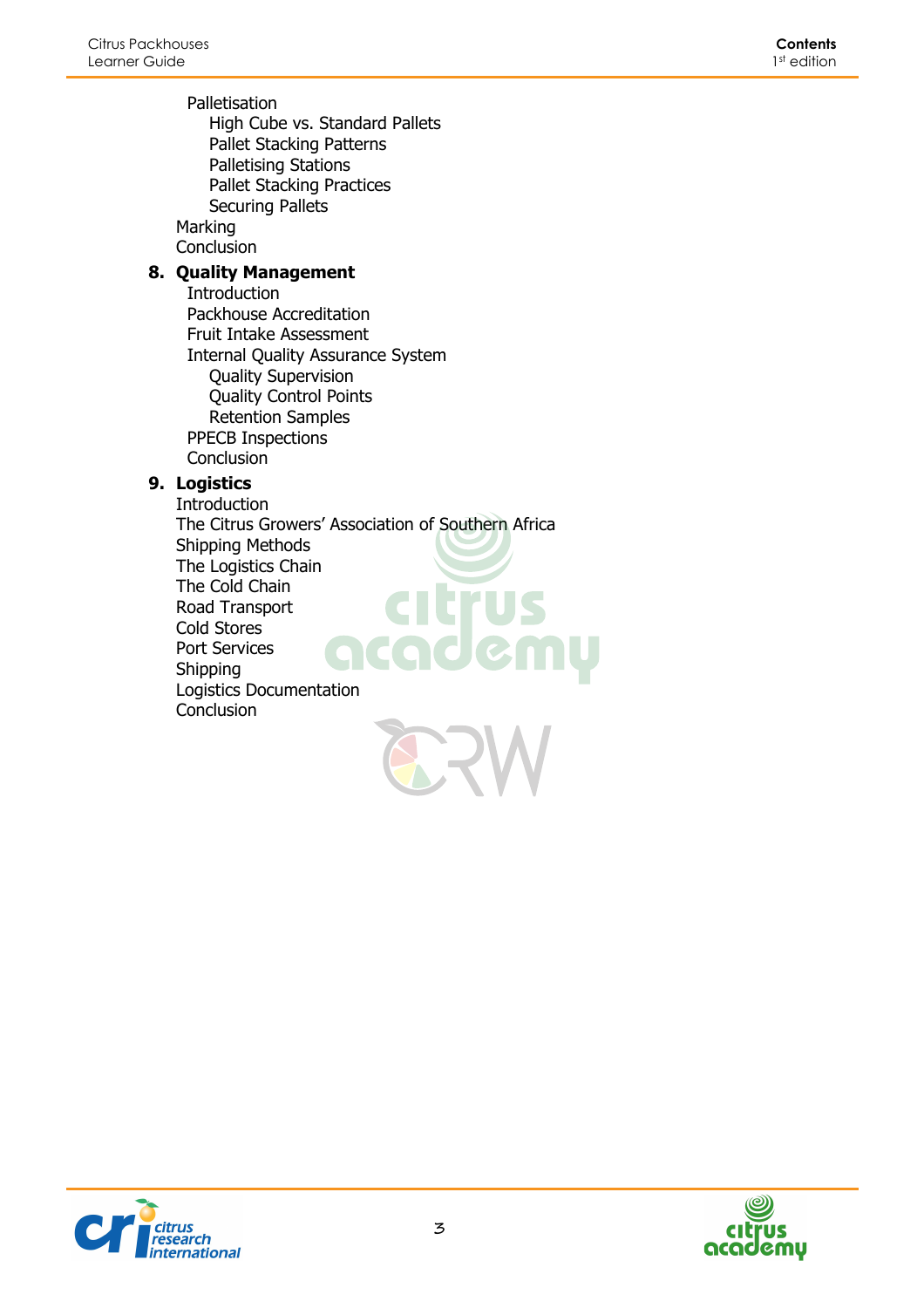- Palletisation
  - High Cube vs. Standard Pallets
  - Pallet Stacking Patterns
  - Palletising Stations
  - Pallet Stacking Practices
  - Securing Pallets
- Marking
- Conclusion

## 8. Quality Management

- Introduction
- Packhouse Accreditation
- Fruit Intake Assessment
- Internal Quality Assurance System
  - Quality Supervision
  - Quality Control Points
  - Retention Samples
- PPECB Inspections
- Conclusion

## 9. Logistics

- Introduction
- The Citrus Growers' Association of Southern Africa
- Shipping Methods
- The Logistics Chain
- The Cold Chain
- Road Transport
- Cold Stores
- Port Services
- Shipping
- Logistics Documentation
- Conclusion